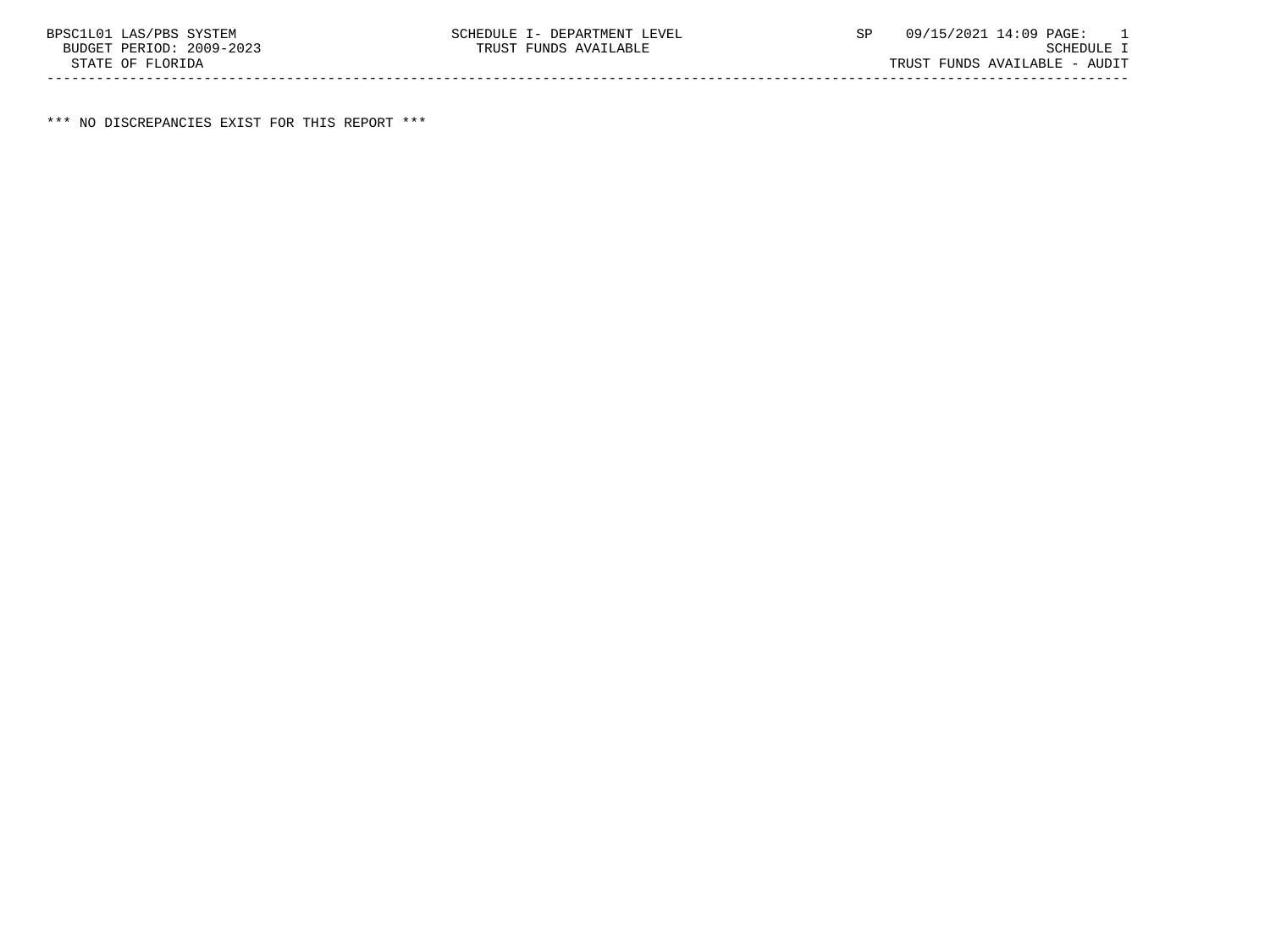BPSC1L01 LAS/PBS SYSTEM SCHEDULE I- DEPARTMENT LEVEL SP 09/15/2021 14:09 PAGE: 1
BUDGET PERIOD: 2009-2023 TRUST FUNDS AVAILABLE SCHEDULE I
STATE OF FLORIDA TRUST FUNDS AVAILABLE - AUDIT

---

*** NO DISCREPANCIES EXIST FOR THIS REPORT ***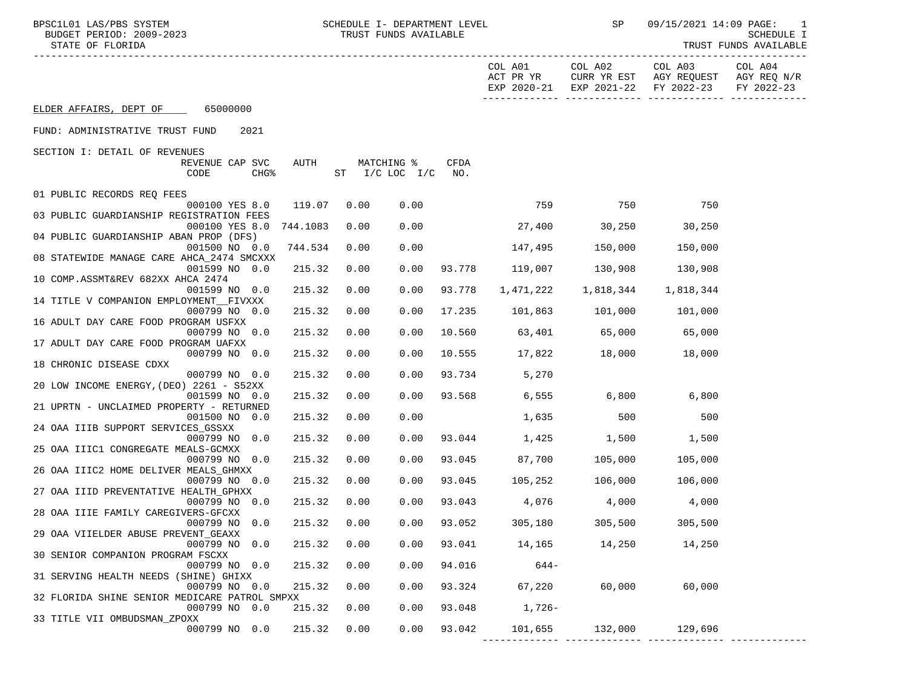ELDER AFFAIRS, DEPT OF 65000000

FUND: ADMINISTRATIVE TRUST FUND 2021

SECTION I: DETAIL OF REVENUES

| | REVENUE CODE | CAP SVC CHG% | AUTH | MATCHING % ST | I/C LOC | I/C | CFDA NO. | COL A01 ACT PR YR EXP 2020-21 | COL A02 CURR YR EST EXP 2021-22 | COL A03 AGY REQUEST FY 2022-23 | COL A04 AGY REQ N/R FY 2022-23 |
|---|---|---|---|---|---|---|---|---|---|---|---|
| 01 PUBLIC RECORDS REQ FEES | 000100 | YES 8.0 | 119.07 | 0.00 | 0.00 | | | 759 | 750 | 750 | |
| 03 PUBLIC GUARDIANSHIP REGISTRATION FEES | 000100 | YES 8.0 | 744.1083 | 0.00 | 0.00 | | | 27,400 | 30,250 | 30,250 | |
| 04 PUBLIC GUARDIANSHIP ABAN PROP (DFS) | 001500 | NO 0.0 | 744.534 | 0.00 | 0.00 | | | 147,495 | 150,000 | 150,000 | |
| 08 STATEWIDE MANAGE CARE AHCA_2474 SMCXXX | 001599 | NO 0.0 | 215.32 | 0.00 | 0.00 | | 93.778 | 119,007 | 130,908 | 130,908 | |
| 10 COMP.ASSMT&REV 682XX AHCA 2474 | 001599 | NO 0.0 | 215.32 | 0.00 | 0.00 | | 93.778 | 1,471,222 | 1,818,344 | 1,818,344 | |
| 14 TITLE V COMPANION EMPLOYMENT__FIVXXX | 000799 | NO 0.0 | 215.32 | 0.00 | 0.00 | | 17.235 | 101,863 | 101,000 | 101,000 | |
| 16 ADULT DAY CARE FOOD PROGRAM USFXX | 000799 | NO 0.0 | 215.32 | 0.00 | 0.00 | | 10.560 | 63,401 | 65,000 | 65,000 | |
| 17 ADULT DAY CARE FOOD PROGRAM UAFXX | 000799 | NO 0.0 | 215.32 | 0.00 | 0.00 | | 10.555 | 17,822 | 18,000 | 18,000 | |
| 18 CHRONIC DISEASE CDXX | 000799 | NO 0.0 | 215.32 | 0.00 | 0.00 | | 93.734 | 5,270 | | | |
| 20 LOW INCOME ENERGY,(DEO) 2261 - S52XX | 001599 | NO 0.0 | 215.32 | 0.00 | 0.00 | | 93.568 | 6,555 | 6,800 | 6,800 | |
| 21 UPRTN - UNCLAIMED PROPERTY - RETURNED | 001500 | NO 0.0 | 215.32 | 0.00 | 0.00 | | | 1,635 | 500 | 500 | |
| 24 OAA IIIB SUPPORT SERVICES_GSSXX | 000799 | NO 0.0 | 215.32 | 0.00 | 0.00 | | 93.044 | 1,425 | 1,500 | 1,500 | |
| 25 OAA IIIC1 CONGREGATE MEALS-GCMXX | 000799 | NO 0.0 | 215.32 | 0.00 | 0.00 | | 93.045 | 87,700 | 105,000 | 105,000 | |
| 26 OAA IIIC2 HOME DELIVER MEALS_GHMXX | 000799 | NO 0.0 | 215.32 | 0.00 | 0.00 | | 93.045 | 105,252 | 106,000 | 106,000 | |
| 27 OAA IIID PREVENTATIVE HEALTH_GPHXX | 000799 | NO 0.0 | 215.32 | 0.00 | 0.00 | | 93.043 | 4,076 | 4,000 | 4,000 | |
| 28 OAA IIIE FAMILY CAREGIVERS-GFCXX | 000799 | NO 0.0 | 215.32 | 0.00 | 0.00 | | 93.052 | 305,180 | 305,500 | 305,500 | |
| 29 OAA VIIELDER ABUSE PREVENT_GEAXX | 000799 | NO 0.0 | 215.32 | 0.00 | 0.00 | | 93.041 | 14,165 | 14,250 | 14,250 | |
| 30 SENIOR COMPANION PROGRAM FSCXX | 000799 | NO 0.0 | 215.32 | 0.00 | 0.00 | | 94.016 | 644- | | | |
| 31 SERVING HEALTH NEEDS (SHINE) GHIXX | 000799 | NO 0.0 | 215.32 | 0.00 | 0.00 | | 93.324 | 67,220 | 60,000 | 60,000 | |
| 32 FLORIDA SHINE SENIOR MEDICARE PATROL SMPXX | 000799 | NO 0.0 | 215.32 | 0.00 | 0.00 | | 93.048 | 1,726- | | | |
| 33 TITLE VII OMBUDSMAN_ZPOXX | 000799 | NO 0.0 | 215.32 | 0.00 | 0.00 | | 93.042 | 101,655 | 132,000 | 129,696 | |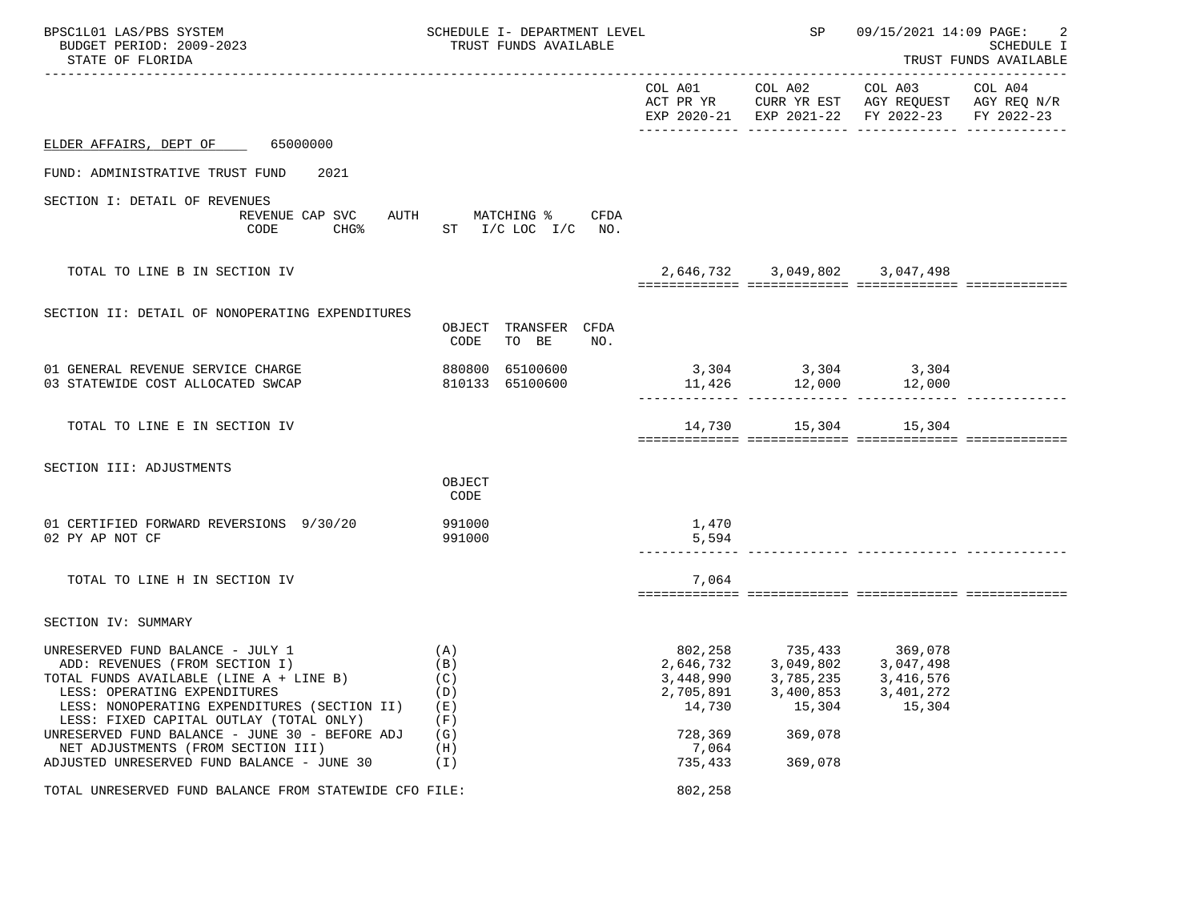BPSC1L01 LAS/PBS SYSTEM — SCHEDULE I- DEPARTMENT LEVEL — TRUST FUNDS AVAILABLE — SP 09/15/2021 14:09

BUDGET PERIOD: 2009-2023 — SCHEDULE I

STATE OF FLORIDA — TRUST FUNDS AVAILABLE

## ELDER AFFAIRS, DEPT OF 65000000

### FUND: ADMINISTRATIVE TRUST FUND 2021

| | | COL A01 ACT PR YR EXP 2020-21 | COL A02 CURR YR EST EXP 2021-22 | COL A03 AGY REQUEST FY 2022-23 | COL A04 AGY REQ N/R FY 2022-23 |
|---|---|---|---|---|---|
| **SECTION I: DETAIL OF REVENUES** | REVENUE CODE / CAP SVC CHG% / AUTH ST / MATCHING % I/C LOC I/C / CFDA NO. | | | | |
| TOTAL TO LINE B IN SECTION IV | | 2,646,732 | 3,049,802 | 3,047,498 | |
| **SECTION II: DETAIL OF NONOPERATING EXPENDITURES** | OBJECT CODE / TRANSFER TO BE / CFDA NO. | | | | |
| 01 GENERAL REVENUE SERVICE CHARGE | 880800 65100600 | 3,304 | 3,304 | 3,304 | |
| 03 STATEWIDE COST ALLOCATED SWCAP | 810133 65100600 | 11,426 | 12,000 | 12,000 | |
| TOTAL TO LINE E IN SECTION IV | | 14,730 | 15,304 | 15,304 | |
| **SECTION III: ADJUSTMENTS** | OBJECT CODE | | | | |
| 01 CERTIFIED FORWARD REVERSIONS 9/30/20 | 991000 | 1,470 | | | |
| 02 PY AP NOT CF | 991000 | 5,594 | | | |
| TOTAL TO LINE H IN SECTION IV | | 7,064 | | | |
| **SECTION IV: SUMMARY** | | | | | |
| UNRESERVED FUND BALANCE - JULY 1 | (A) | 802,258 | 735,433 | 369,078 | |
| ADD: REVENUES (FROM SECTION I) | (B) | 2,646,732 | 3,049,802 | 3,047,498 | |
| TOTAL FUNDS AVAILABLE (LINE A + LINE B) | (C) | 3,448,990 | 3,785,235 | 3,416,576 | |
| LESS: OPERATING EXPENDITURES | (D) | 2,705,891 | 3,400,853 | 3,401,272 | |
| LESS: NONOPERATING EXPENDITURES (SECTION II) | (E) | 14,730 | 15,304 | 15,304 | |
| LESS: FIXED CAPITAL OUTLAY (TOTAL ONLY) | (F) | | | | |
| UNRESERVED FUND BALANCE - JUNE 30 - BEFORE ADJ | (G) | 728,369 | 369,078 | | |
| NET ADJUSTMENTS (FROM SECTION III) | (H) | 7,064 | | | |
| ADJUSTED UNRESERVED FUND BALANCE - JUNE 30 | (I) | 735,433 | 369,078 | | |
| TOTAL UNRESERVED FUND BALANCE FROM STATEWIDE CFO FILE: | | 802,258 | | | |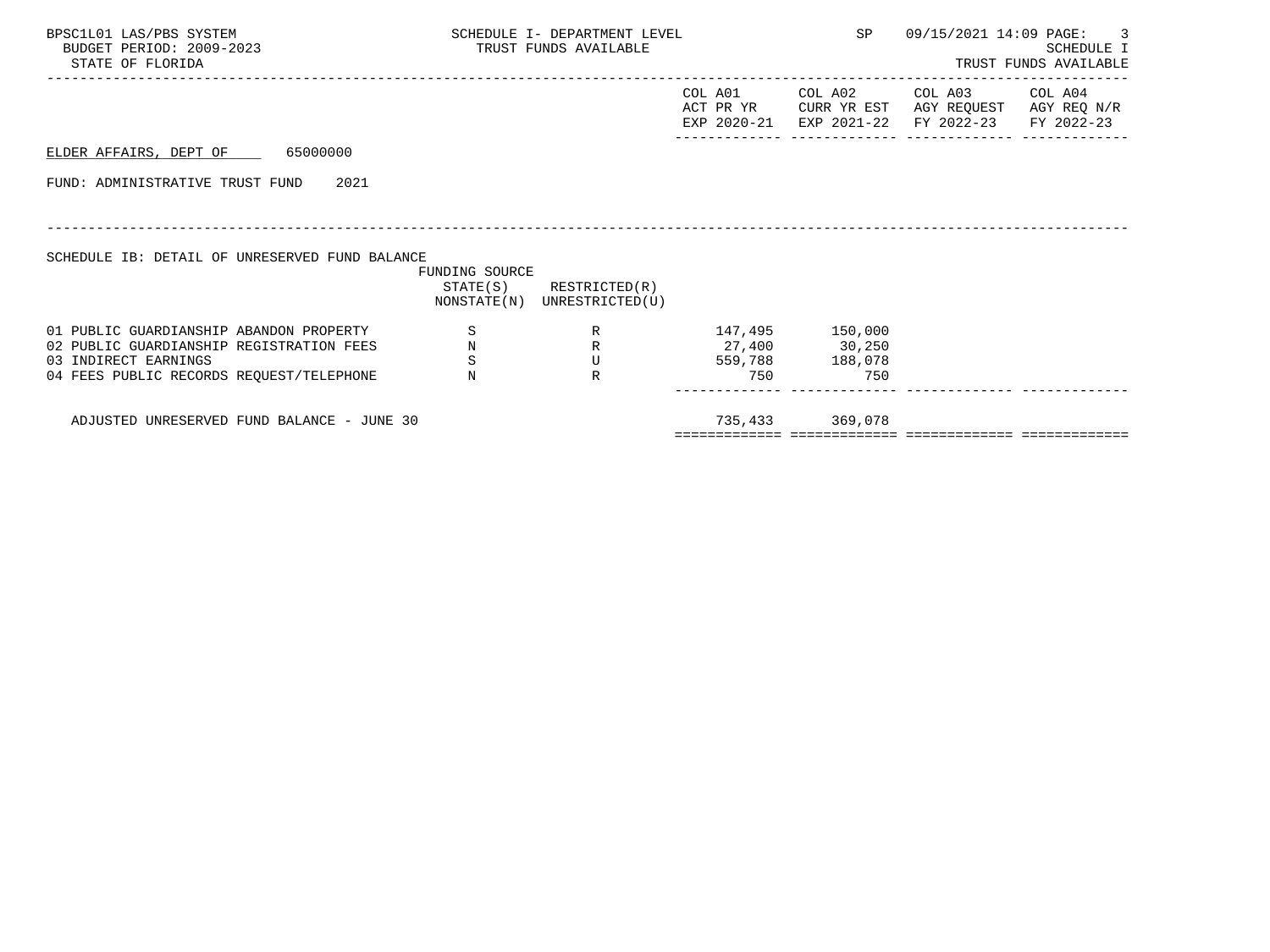BPSC1L01 LAS/PBS SYSTEM
BUDGET PERIOD: 2009-2023
STATE OF FLORIDA

SCHEDULE I- DEPARTMENT LEVEL
TRUST FUNDS AVAILABLE

SP 09/15/2021 14:09

SCHEDULE I
TRUST FUNDS AVAILABLE

ELDER AFFAIRS, DEPT OF 65000000

FUND: ADMINISTRATIVE TRUST FUND 2021

SCHEDULE IB: DETAIL OF UNRESERVED FUND BALANCE

| | FUNDING SOURCE STATE(S) NONSTATE(N) | RESTRICTED(R) UNRESTRICTED(U) | COL A01 ACT PR YR EXP 2020-21 | COL A02 CURR YR EST EXP 2021-22 | COL A03 AGY REQUEST FY 2022-23 | COL A04 AGY REQ N/R FY 2022-23 |
|---|---|---|---|---|---|---|
| 01 PUBLIC GUARDIANSHIP ABANDON PROPERTY | S | R | 147,495 | 150,000 | | |
| 02 PUBLIC GUARDIANSHIP REGISTRATION FEES | N | R | 27,400 | 30,250 | | |
| 03 INDIRECT EARNINGS | S | U | 559,788 | 188,078 | | |
| 04 FEES PUBLIC RECORDS REQUEST/TELEPHONE | N | R | 750 | 750 | | |
| ADJUSTED UNRESERVED FUND BALANCE - JUNE 30 | | | 735,433 | 369,078 | | |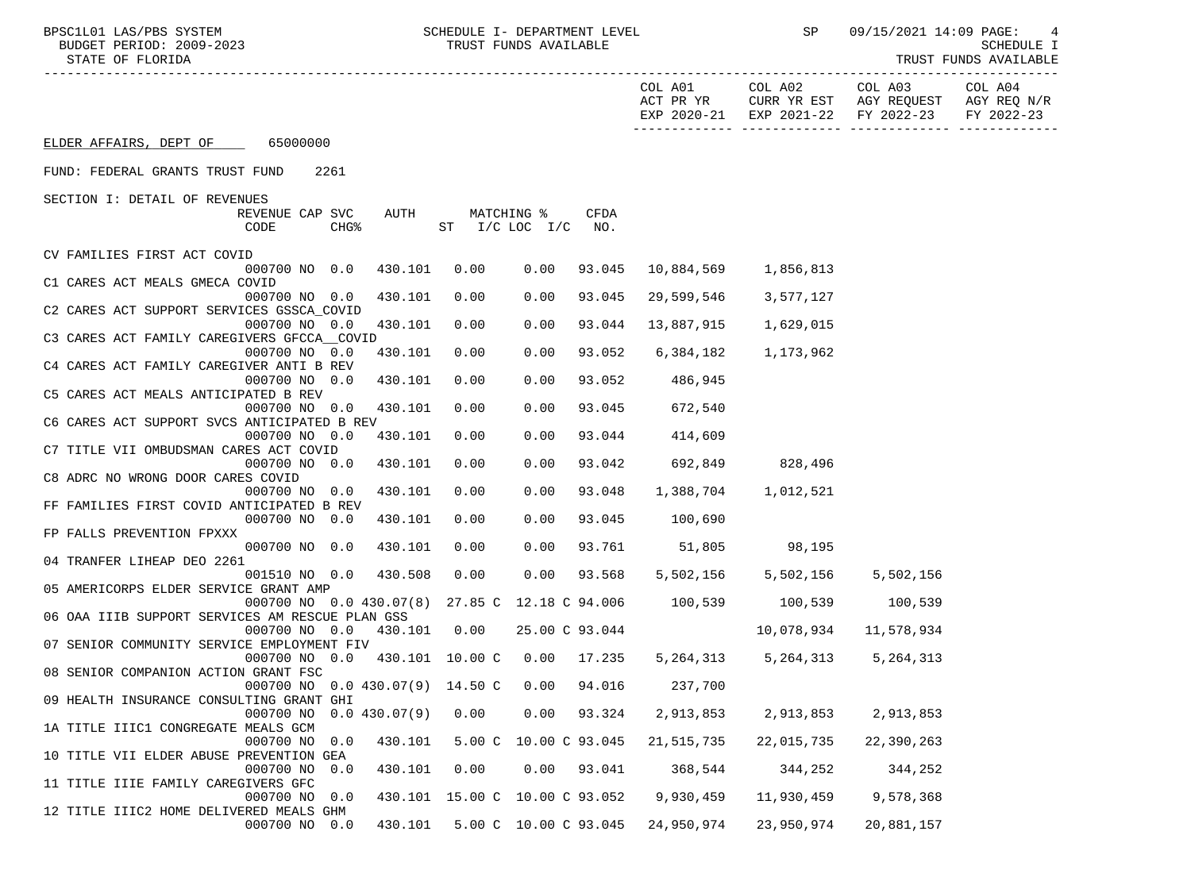ELDER AFFAIRS, DEPT OF 65000000

FUND: FEDERAL GRANTS TRUST FUND 2261

SECTION I: DETAIL OF REVENUES

| Description | REVENUE CODE | CAP CHG% | SVC | AUTH | MATCHING % ST | I/C | LOC | I/C | CFDA NO. | COL A01 ACT PR YR EXP 2020-21 | COL A02 CURR YR EST EXP 2021-22 | COL A03 AGY REQUEST FY 2022-23 | COL A04 AGY REQ N/R FY 2022-23 |
|---|---|---|---|---|---|---|---|---|---|---|---|---|---|
| CV FAMILIES FIRST ACT COVID | 000700 | NO | 0.0 | 430.101 | 0.00 | | 0.00 | | 93.045 | 10,884,569 | 1,856,813 | | |
| C1 CARES ACT MEALS GMECA COVID | 000700 | NO | 0.0 | 430.101 | 0.00 | | 0.00 | | 93.045 | 29,599,546 | 3,577,127 | | |
| C2 CARES ACT SUPPORT SERVICES GSSCA_COVID | 000700 | NO | 0.0 | 430.101 | 0.00 | | 0.00 | | 93.044 | 13,887,915 | 1,629,015 | | |
| C3 CARES ACT FAMILY CAREGIVERS GFCCA__COVID | 000700 | NO | 0.0 | 430.101 | 0.00 | | 0.00 | | 93.052 | 6,384,182 | 1,173,962 | | |
| C4 CARES ACT FAMILY CAREGIVER ANTI B REV | 000700 | NO | 0.0 | 430.101 | 0.00 | | 0.00 | | 93.052 | 486,945 | | | |
| C5 CARES ACT MEALS ANTICIPATED B REV | 000700 | NO | 0.0 | 430.101 | 0.00 | | 0.00 | | 93.045 | 672,540 | | | |
| C6 CARES ACT SUPPORT SVCS ANTICIPATED B REV | 000700 | NO | 0.0 | 430.101 | 0.00 | | 0.00 | | 93.044 | 414,609 | | | |
| C7 TITLE VII OMBUDSMAN CARES ACT COVID | 000700 | NO | 0.0 | 430.101 | 0.00 | | 0.00 | | 93.042 | 692,849 | 828,496 | | |
| C8 ADRC NO WRONG DOOR CARES COVID | 000700 | NO | 0.0 | 430.101 | 0.00 | | 0.00 | | 93.048 | 1,388,704 | 1,012,521 | | |
| FF FAMILIES FIRST COVID ANTICIPATED B REV | 000700 | NO | 0.0 | 430.101 | 0.00 | | 0.00 | | 93.045 | 100,690 | | | |
| FP FALLS PREVENTION FPXXX | 000700 | NO | 0.0 | 430.101 | 0.00 | | 0.00 | | 93.761 | 51,805 | 98,195 | | |
| 04 TRANFER LIHEAP DEO 2261 | 001510 | NO | 0.0 | 430.508 | 0.00 | | 0.00 | | 93.568 | 5,502,156 | 5,502,156 | 5,502,156 | |
| 05 AMERICORPS ELDER SERVICE GRANT AMP | 000700 | NO | 0.0 | 430.07(8) | 27.85 | C | 12.18 | C | 94.006 | 100,539 | 100,539 | 100,539 | |
| 06 OAA IIIB SUPPORT SERVICES AM RESCUE PLAN GSS | 000700 | NO | 0.0 | 430.101 | 0.00 | | 25.00 | C | 93.044 | | 10,078,934 | 11,578,934 | |
| 07 SENIOR COMMUNITY SERVICE EMPLOYMENT FIV | 000700 | NO | 0.0 | 430.101 | 10.00 | C | 0.00 | | 17.235 | 5,264,313 | 5,264,313 | 5,264,313 | |
| 08 SENIOR COMPANION ACTION GRANT FSC | 000700 | NO | 0.0 | 430.07(9) | 14.50 | C | 0.00 | | 94.016 | 237,700 | | | |
| 09 HEALTH INSURANCE CONSULTING GRANT GHI | 000700 | NO | 0.0 | 430.07(9) | 0.00 | | 0.00 | | 93.324 | 2,913,853 | 2,913,853 | 2,913,853 | |
| 1A TITLE IIIC1 CONGREGATE MEALS GCM | 000700 | NO | 0.0 | 430.101 | 5.00 | C | 10.00 | C | 93.045 | 21,515,735 | 22,015,735 | 22,390,263 | |
| 10 TITLE VII ELDER ABUSE PREVENTION GEA | 000700 | NO | 0.0 | 430.101 | 0.00 | | 0.00 | | 93.041 | 368,544 | 344,252 | 344,252 | |
| 11 TITLE IIIE FAMILY CAREGIVERS GFC | 000700 | NO | 0.0 | 430.101 | 15.00 | C | 10.00 | C | 93.052 | 9,930,459 | 11,930,459 | 9,578,368 | |
| 12 TITLE IIIC2 HOME DELIVERED MEALS GHM | 000700 | NO | 0.0 | 430.101 | 5.00 | C | 10.00 | C | 93.045 | 24,950,974 | 23,950,974 | 20,881,157 | |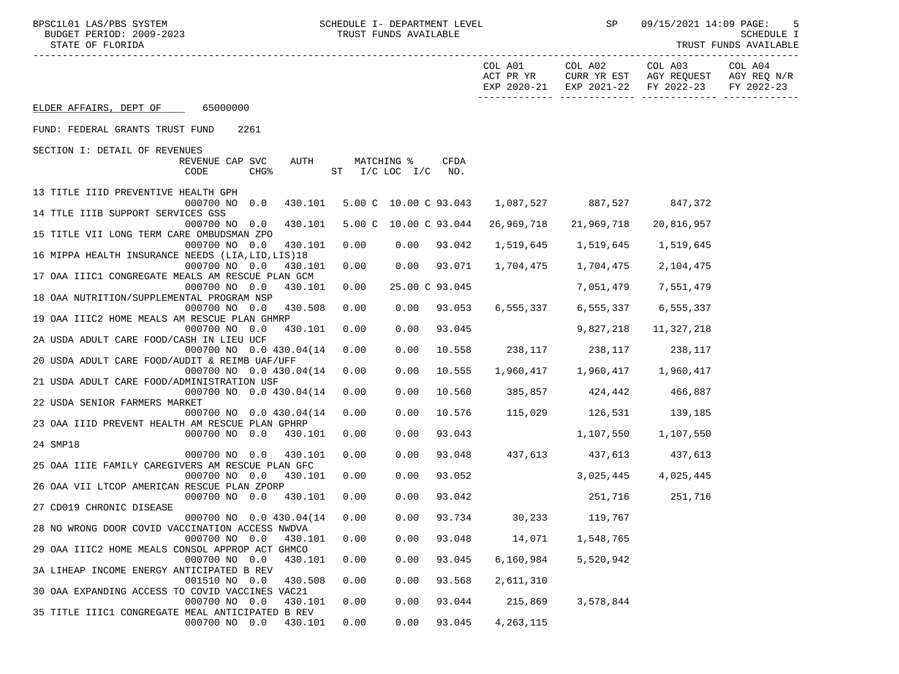ELDER AFFAIRS, DEPT OF 65000000

FUND: FEDERAL GRANTS TRUST FUND 2261

SECTION I: DETAIL OF REVENUES

| Description | REVENUE CODE | CAP CHG% | SVC | AUTH | MATCHING % ST | I/C | LOC | I/C | CFDA NO. | COL A01 ACT PR YR EXP 2020-21 | COL A02 CURR YR EST EXP 2021-22 | COL A03 AGY REQUEST FY 2022-23 | COL A04 AGY REQ N/R FY 2022-23 |
|---|---|---|---|---|---|---|---|---|---|---|---|---|---|
| 13 TITLE IIID PREVENTIVE HEALTH GPH | 000700 | NO | 0.0 | 430.101 | 5.00 | C | 10.00 | C | 93.043 | 1,087,527 | 887,527 | 847,372 | |
| 14 TTLE IIIB SUPPORT SERVICES GSS | 000700 | NO | 0.0 | 430.101 | 5.00 | C | 10.00 | C | 93.044 | 26,969,718 | 21,969,718 | 20,816,957 | |
| 15 TITLE VII LONG TERM CARE OMBUDSMAN ZPO | 000700 | NO | 0.0 | 430.101 | 0.00 | | 0.00 | | 93.042 | 1,519,645 | 1,519,645 | 1,519,645 | |
| 16 MIPPA HEALTH INSURANCE NEEDS (LIA,LID,LIS)18 | 000700 | NO | 0.0 | 430.101 | 0.00 | | 0.00 | | 93.071 | 1,704,475 | 1,704,475 | 2,104,475 | |
| 17 OAA IIIC1 CONGREGATE MEALS AM RESCUE PLAN GCM | 000700 | NO | 0.0 | 430.101 | 0.00 | | 25.00 | C | 93.045 | | 7,051,479 | 7,551,479 | |
| 18 OAA NUTRITION/SUPPLEMENTAL PROGRAM NSP | 000700 | NO | 0.0 | 430.508 | 0.00 | | 0.00 | | 93.053 | 6,555,337 | 6,555,337 | 6,555,337 | |
| 19 OAA IIIC2 HOME MEALS AM RESCUE PLAN GHMRP | 000700 | NO | 0.0 | 430.101 | 0.00 | | 0.00 | | 93.045 | | 9,827,218 | 11,327,218 | |
| 2A USDA ADULT CARE FOOD/CASH IN LIEU UCF | 000700 | NO | 0.0 | 430.04(14 | 0.00 | | 0.00 | | 10.558 | 238,117 | 238,117 | 238,117 | |
| 20 USDA ADULT CARE FOOD/AUDIT & REIMB UAF/UFF | 000700 | NO | 0.0 | 430.04(14 | 0.00 | | 0.00 | | 10.555 | 1,960,417 | 1,960,417 | 1,960,417 | |
| 21 USDA ADULT CARE FOOD/ADMINISTRATION USF | 000700 | NO | 0.0 | 430.04(14 | 0.00 | | 0.00 | | 10.560 | 385,857 | 424,442 | 466,887 | |
| 22 USDA SENIOR FARMERS MARKET | 000700 | NO | 0.0 | 430.04(14 | 0.00 | | 0.00 | | 10.576 | 115,029 | 126,531 | 139,185 | |
| 23 OAA IIID PREVENT HEALTH AM RESCUE PLAN GPHRP | 000700 | NO | 0.0 | 430.101 | 0.00 | | 0.00 | | 93.043 | | 1,107,550 | 1,107,550 | |
| 24 SMP18 | 000700 | NO | 0.0 | 430.101 | 0.00 | | 0.00 | | 93.048 | 437,613 | 437,613 | 437,613 | |
| 25 OAA IIIE FAMILY CAREGIVERS AM RESCUE PLAN GFC | 000700 | NO | 0.0 | 430.101 | 0.00 | | 0.00 | | 93.052 | | 3,025,445 | 4,025,445 | |
| 26 OAA VII LTCOP AMERICAN RESCUE PLAN ZPORP | 000700 | NO | 0.0 | 430.101 | 0.00 | | 0.00 | | 93.042 | | 251,716 | 251,716 | |
| 27 CD019 CHRONIC DISEASE | 000700 | NO | 0.0 | 430.04(14 | 0.00 | | 0.00 | | 93.734 | 30,233 | 119,767 | | |
| 28 NO WRONG DOOR COVID VACCINATION ACCESS NWDVA | 000700 | NO | 0.0 | 430.101 | 0.00 | | 0.00 | | 93.048 | 14,071 | 1,548,765 | | |
| 29 OAA IIIC2 HOME MEALS CONSOL APPROP ACT GHMCO | 000700 | NO | 0.0 | 430.101 | 0.00 | | 0.00 | | 93.045 | 6,160,984 | 5,520,942 | | |
| 3A LIHEAP INCOME ENERGY ANTICIPATED B REV | 001510 | NO | 0.0 | 430.508 | 0.00 | | 0.00 | | 93.568 | 2,611,310 | | | |
| 30 OAA EXPANDING ACCESS TO COVID VACCINES VAC21 | 000700 | NO | 0.0 | 430.101 | 0.00 | | 0.00 | | 93.044 | 215,869 | 3,578,844 | | |
| 35 TITLE IIIC1 CONGREGATE MEAL ANTICIPATED B REV | 000700 | NO | 0.0 | 430.101 | 0.00 | | 0.00 | | 93.045 | 4,263,115 | | | |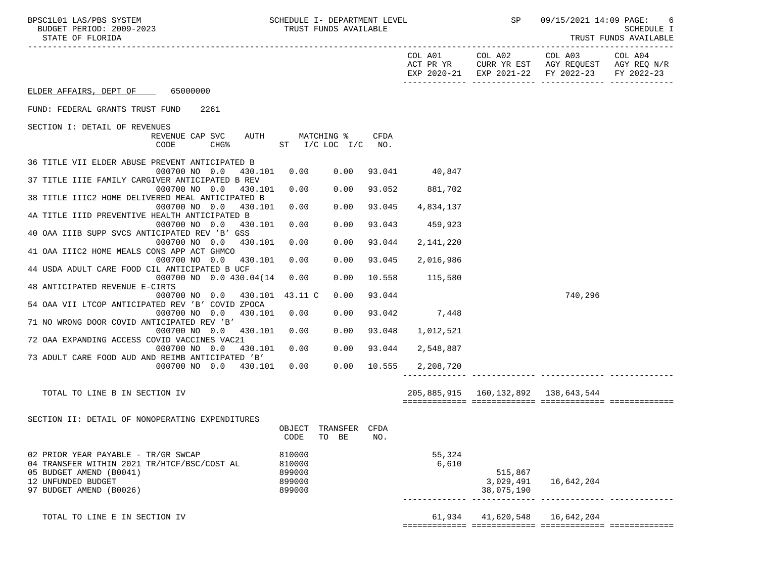ELDER AFFAIRS, DEPT OF 65000000

FUND: FEDERAL GRANTS TRUST FUND 2261

SECTION I: DETAIL OF REVENUES

| Description | REVENUE CODE | CAP | SVC CHG% | AUTH | MATCHING % ST | I/C LOC I/C | CFDA NO. | COL A01 ACT PR YR EXP 2020-21 | COL A02 CURR YR EST EXP 2021-22 | COL A03 AGY REQUEST FY 2022-23 | COL A04 AGY REQ N/R FY 2022-23 |
|---|---|---|---|---|---|---|---|---|---|---|---|
| 36 TITLE VII ELDER ABUSE PREVENT ANTICIPATED B | 000700 | NO | 0.0 | 430.101 | 0.00 | 0.00 | 93.041 | 40,847 | | | |
| 37 TITLE IIIE FAMILY CARGIVER ANTICIPATED B REV | 000700 | NO | 0.0 | 430.101 | 0.00 | 0.00 | 93.052 | 881,702 | | | |
| 38 TITLE IIIC2 HOME DELIVERED MEAL ANTICIPATED B | 000700 | NO | 0.0 | 430.101 | 0.00 | 0.00 | 93.045 | 4,834,137 | | | |
| 4A TITLE IIID PREVENTIVE HEALTH ANTICIPATED B | 000700 | NO | 0.0 | 430.101 | 0.00 | 0.00 | 93.043 | 459,923 | | | |
| 40 OAA IIIB SUPP SVCS ANTICIPATED REV 'B' GSS | 000700 | NO | 0.0 | 430.101 | 0.00 | 0.00 | 93.044 | 2,141,220 | | | |
| 41 OAA IIIC2 HOME MEALS CONS APP ACT GHMCO | 000700 | NO | 0.0 | 430.101 | 0.00 | 0.00 | 93.045 | 2,016,986 | | | |
| 44 USDA ADULT CARE FOOD CIL ANTICIPATED B UCF | 000700 | NO | 0.0 | 430.04(14 | 0.00 | 0.00 | 10.558 | 115,580 | | | |
| 48 ANTICIPATED REVENUE E-CIRTS | 000700 | NO | 0.0 | 430.101 | 43.11 C | 0.00 | 93.044 | | | 740,296 | |
| 54 OAA VII LTCOP ANTICIPATED REV 'B' COVID ZPOCA | 000700 | NO | 0.0 | 430.101 | 0.00 | 0.00 | 93.042 | 7,448 | | | |
| 71 NO WRONG DOOR COVID ANTICIPATED REV 'B' | 000700 | NO | 0.0 | 430.101 | 0.00 | 0.00 | 93.048 | 1,012,521 | | | |
| 72 OAA EXPANDING ACCESS COVID VACCINES VAC21 | 000700 | NO | 0.0 | 430.101 | 0.00 | 0.00 | 93.044 | 2,548,887 | | | |
| 73 ADULT CARE FOOD AUD AND REIMB ANTICIPATED 'B' | 000700 | NO | 0.0 | 430.101 | 0.00 | 0.00 | 10.555 | 2,208,720 | | | |
| TOTAL TO LINE B IN SECTION IV | | | | | | | | 205,885,915 | 160,132,892 | 138,643,544 | |

SECTION II: DETAIL OF NONOPERATING EXPENDITURES

| Description | OBJECT CODE | TRANSFER TO BE | CFDA NO. | COL A01 ACT PR YR EXP 2020-21 | COL A02 CURR YR EST EXP 2021-22 | COL A03 AGY REQUEST FY 2022-23 | COL A04 AGY REQ N/R FY 2022-23 |
|---|---|---|---|---|---|---|---|
| 02 PRIOR YEAR PAYABLE - TR/GR SWCAP | 810000 | | | 55,324 | | | |
| 04 TRANSFER WITHIN 2021 TR/HTCF/BSC/COST AL | 810000 | | | 6,610 | | | |
| 05 BUDGET AMEND (B0041) | 899000 | | | | 515,867 | | |
| 12 UNFUNDED BUDGET | 899000 | | | | 3,029,491 | 16,642,204 | |
| 97 BUDGET AMEND (B0026) | 899000 | | | | 38,075,190 | | |
| TOTAL TO LINE E IN SECTION IV | | | | 61,934 | 41,620,548 | 16,642,204 | |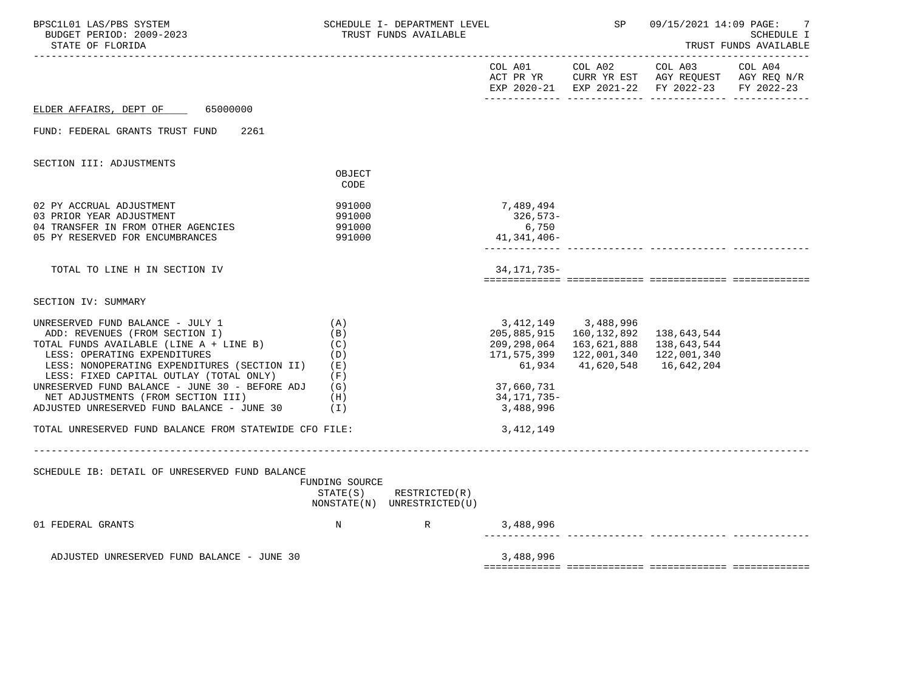ELDER AFFAIRS, DEPT OF 65000000

FUND: FEDERAL GRANTS TRUST FUND 2261

SECTION III: ADJUSTMENTS

| | OBJECT CODE | COL A01 ACT PR YR EXP 2020-21 | COL A02 CURR YR EST EXP 2021-22 | COL A03 AGY REQUEST FY 2022-23 | COL A04 AGY REQ N/R FY 2022-23 |
|---|---|---|---|---|---|
| 02 PY ACCRUAL ADJUSTMENT | 991000 | 7,489,494 | | | |
| 03 PRIOR YEAR ADJUSTMENT | 991000 | 326,573- | | | |
| 04 TRANSFER IN FROM OTHER AGENCIES | 991000 | 6,750 | | | |
| 05 PY RESERVED FOR ENCUMBRANCES | 991000 | 41,341,406- | | | |
| TOTAL TO LINE H IN SECTION IV | | 34,171,735- | | | |

SECTION IV: SUMMARY

| | | COL A01 | COL A02 | COL A03 | COL A04 |
|---|---|---|---|---|---|
| UNRESERVED FUND BALANCE - JULY 1 | (A) | 3,412,149 | 3,488,996 | | |
| ADD: REVENUES (FROM SECTION I) | (B) | 205,885,915 | 160,132,892 | 138,643,544 | |
| TOTAL FUNDS AVAILABLE (LINE A + LINE B) | (C) | 209,298,064 | 163,621,888 | 138,643,544 | |
| LESS: OPERATING EXPENDITURES | (D) | 171,575,399 | 122,001,340 | 122,001,340 | |
| LESS: NONOPERATING EXPENDITURES (SECTION II) | (E) | 61,934 | 41,620,548 | 16,642,204 | |
| LESS: FIXED CAPITAL OUTLAY (TOTAL ONLY) | (F) | | | | |
| UNRESERVED FUND BALANCE - JUNE 30 - BEFORE ADJ | (G) | 37,660,731 | | | |
| NET ADJUSTMENTS (FROM SECTION III) | (H) | 34,171,735- | | | |
| ADJUSTED UNRESERVED FUND BALANCE - JUNE 30 | (I) | 3,488,996 | | | |
| TOTAL UNRESERVED FUND BALANCE FROM STATEWIDE CFO FILE: | | 3,412,149 | | | |

SCHEDULE IB: DETAIL OF UNRESERVED FUND BALANCE

| | FUNDING SOURCE STATE(S) NONSTATE(N) | RESTRICTED(R) UNRESTRICTED(U) | COL A01 | COL A02 | COL A03 | COL A04 |
|---|---|---|---|---|---|---|
| 01 FEDERAL GRANTS | N | R | 3,488,996 | | | |
| ADJUSTED UNRESERVED FUND BALANCE - JUNE 30 | | | 3,488,996 | | | |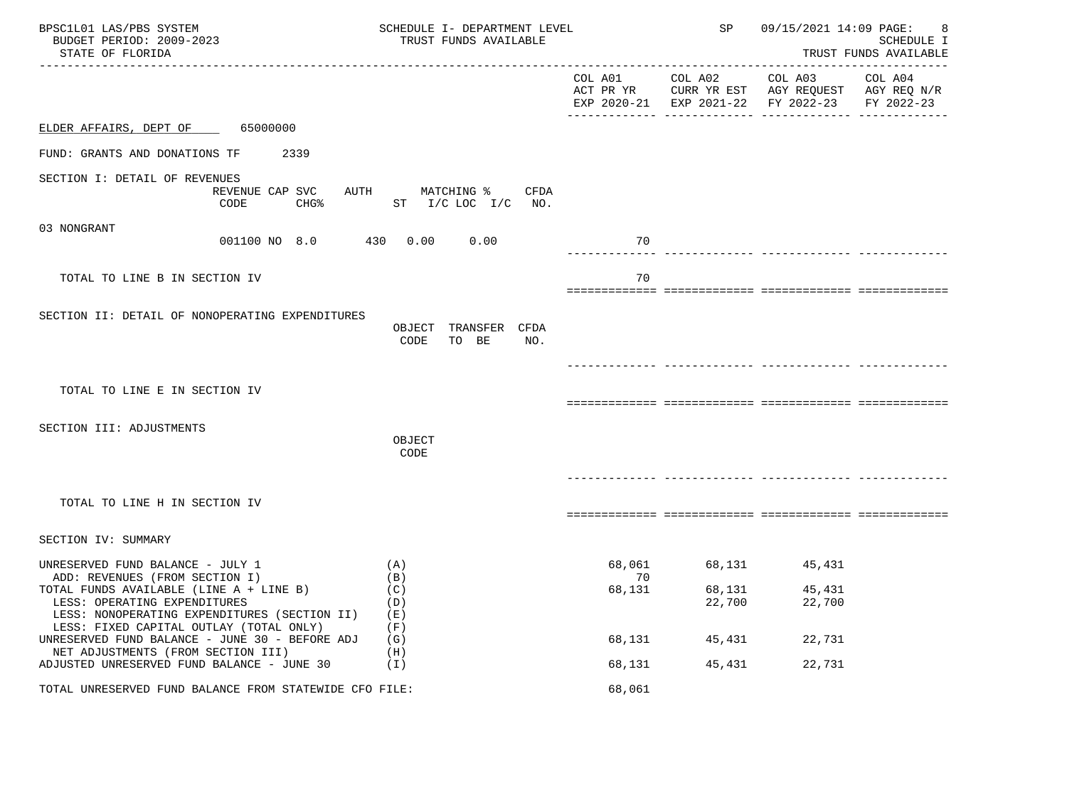BPSC1L01 LAS/PBS SYSTEM — SCHEDULE I- DEPARTMENT LEVEL — TRUST FUNDS AVAILABLE — SP 09/15/2021 14:09 PAGE: 8

BUDGET PERIOD: 2009-2023 — SCHEDULE I

STATE OF FLORIDA — TRUST FUNDS AVAILABLE

ELDER AFFAIRS, DEPT OF 65000000

FUND: GRANTS AND DONATIONS TF 2339

## SECTION I: DETAIL OF REVENUES

| | REVENUE CODE | CAP SVC CHG% | AUTH ST | MATCHING % I/C LOC | I/C | CFDA NO. | COL A01 ACT PR YR EXP 2020-21 | COL A02 CURR YR EST EXP 2021-22 | COL A03 AGY REQUEST FY 2022-23 | COL A04 AGY REQ N/R FY 2022-23 |
|---|---|---|---|---|---|---|---|---|---|---|
| 03 NONGRANT | 001100 | NO 8.0 | 430 | 0.00 | 0.00 | | 70 | | | |
| TOTAL TO LINE B IN SECTION IV | | | | | | | 70 | | | |

## SECTION II: DETAIL OF NONOPERATING EXPENDITURES

| | OBJECT CODE | TRANSFER TO BE | CFDA NO. | COL A01 | COL A02 | COL A03 | COL A04 |
|---|---|---|---|---|---|---|---|
| TOTAL TO LINE E IN SECTION IV | | | | | | | |

## SECTION III: ADJUSTMENTS

| | OBJECT CODE | COL A01 | COL A02 | COL A03 | COL A04 |
|---|---|---|---|---|---|
| TOTAL TO LINE H IN SECTION IV | | | | | |

## SECTION IV: SUMMARY

| | | COL A01 ACT PR YR EXP 2020-21 | COL A02 CURR YR EST EXP 2021-22 | COL A03 AGY REQUEST FY 2022-23 | COL A04 AGY REQ N/R FY 2022-23 |
|---|---|---|---|---|---|
| UNRESERVED FUND BALANCE - JULY 1 | (A) | 68,061 | 68,131 | 45,431 | |
| ADD: REVENUES (FROM SECTION I) | (B) | 70 | | | |
| TOTAL FUNDS AVAILABLE (LINE A + LINE B) | (C) | 68,131 | 68,131 | 45,431 | |
| LESS: OPERATING EXPENDITURES | (D) | | 22,700 | 22,700 | |
| LESS: NONOPERATING EXPENDITURES (SECTION II) | (E) | | | | |
| LESS: FIXED CAPITAL OUTLAY (TOTAL ONLY) | (F) | | | | |
| UNRESERVED FUND BALANCE - JUNE 30 - BEFORE ADJ | (G) | 68,131 | 45,431 | 22,731 | |
| NET ADJUSTMENTS (FROM SECTION III) | (H) | | | | |
| ADJUSTED UNRESERVED FUND BALANCE - JUNE 30 | (I) | 68,131 | 45,431 | 22,731 | |
| TOTAL UNRESERVED FUND BALANCE FROM STATEWIDE CFO FILE: | | 68,061 | | | |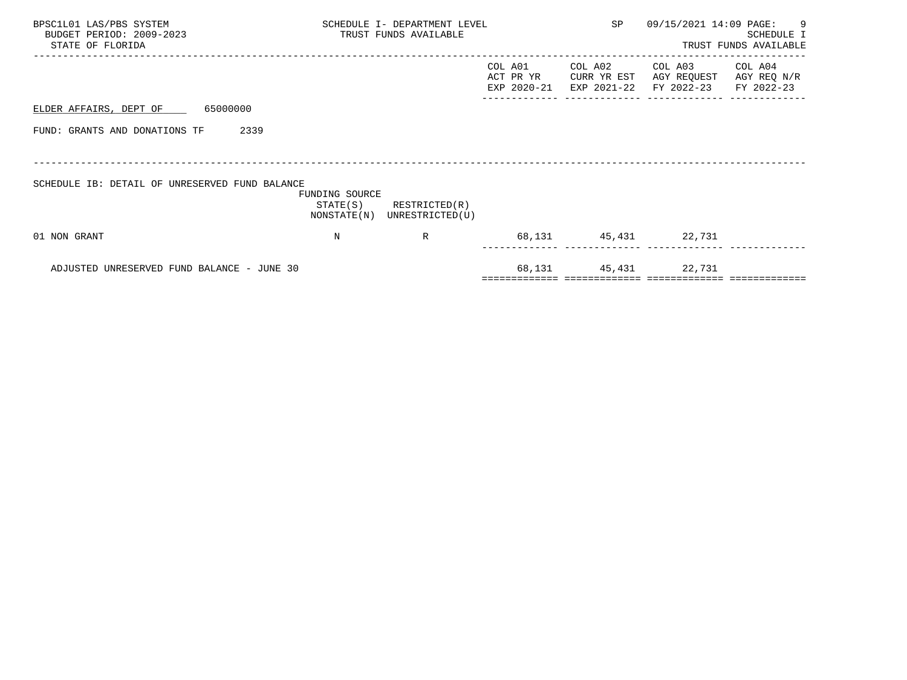BPSC1L01 LAS/PBS SYSTEM
BUDGET PERIOD: 2009-2023
STATE OF FLORIDA

SCHEDULE I- DEPARTMENT LEVEL
TRUST FUNDS AVAILABLE

SP 09/15/2021 14:09

SCHEDULE I
TRUST FUNDS AVAILABLE

ELDER AFFAIRS, DEPT OF 65000000

FUND: GRANTS AND DONATIONS TF 2339

## SCHEDULE IB: DETAIL OF UNRESERVED FUND BALANCE

| | FUNDING SOURCE STATE(S) NONSTATE(N) | RESTRICTED(R) UNRESTRICTED(U) | COL A01 ACT PR YR EXP 2020-21 | COL A02 CURR YR EST EXP 2021-22 | COL A03 AGY REQUEST FY 2022-23 | COL A04 AGY REQ N/R FY 2022-23 |
|---|---|---|---|---|---|---|
| 01 NON GRANT | N | R | 68,131 | 45,431 | 22,731 | |
| ADJUSTED UNRESERVED FUND BALANCE - JUNE 30 | | | 68,131 | 45,431 | 22,731 | |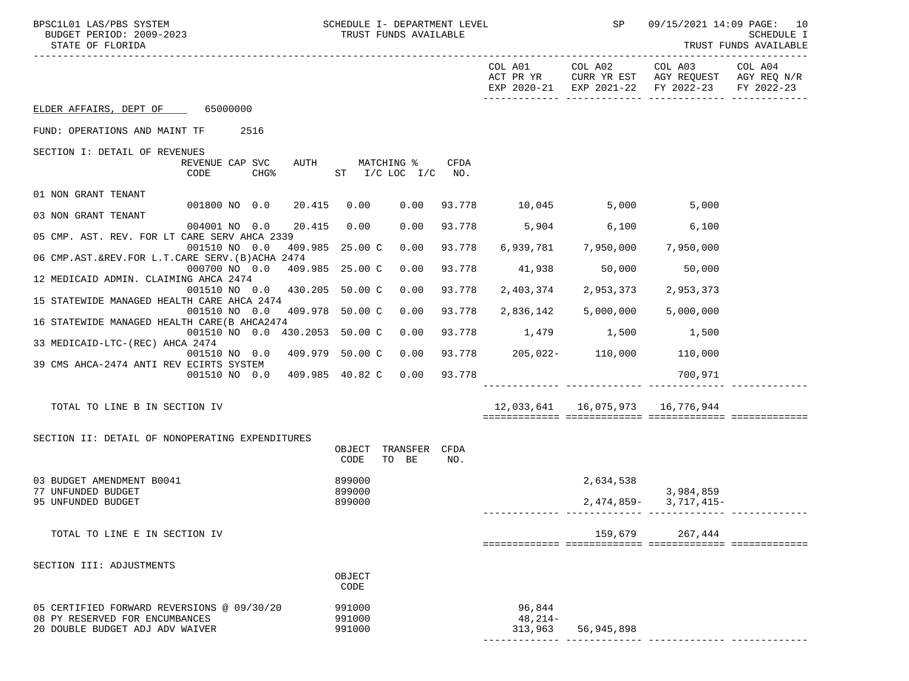BPSC1L01 LAS/PBS SYSTEM — SCHEDULE I- DEPARTMENT LEVEL — TRUST FUNDS AVAILABLE — SP 09/15/2021 14:09

BUDGET PERIOD: 2009-2023

STATE OF FLORIDA

SCHEDULE I — TRUST FUNDS AVAILABLE

ELDER AFFAIRS, DEPT OF 65000000

FUND: OPERATIONS AND MAINT TF 2516

## SECTION I: DETAIL OF REVENUES

| | REVENUE CODE | CAP | SVC CHG% | AUTH ST | MATCHING % I/C | LOC I/C | CFDA NO. | COL A01 ACT PR YR EXP 2020-21 | COL A02 CURR YR EST EXP 2021-22 | COL A03 AGY REQUEST FY 2022-23 | COL A04 AGY REQ N/R FY 2022-23 |
|---|---|---|---|---|---|---|---|---|---|---|---|
| 01 NON GRANT TENANT | 001800 | NO | 0.0 | 20.415 | 0.00 | 0.00 | 93.778 | 10,045 | 5,000 | 5,000 | |
| 03 NON GRANT TENANT | 004001 | NO | 0.0 | 20.415 | 0.00 | 0.00 | 93.778 | 5,904 | 6,100 | 6,100 | |
| 05 CMP. AST. REV. FOR LT CARE SERV AHCA 2339 | 001510 | NO | 0.0 | 409.985 | 25.00 C | 0.00 | 93.778 | 6,939,781 | 7,950,000 | 7,950,000 | |
| 06 CMP.AST.&REV.FOR L.T.CARE SERV.(B)ACHA 2474 | 000700 | NO | 0.0 | 409.985 | 25.00 C | 0.00 | 93.778 | 41,938 | 50,000 | 50,000 | |
| 12 MEDICAID ADMIN. CLAIMING AHCA 2474 | 001510 | NO | 0.0 | 430.205 | 50.00 C | 0.00 | 93.778 | 2,403,374 | 2,953,373 | 2,953,373 | |
| 15 STATEWIDE MANAGED HEALTH CARE AHCA 2474 | 001510 | NO | 0.0 | 409.978 | 50.00 C | 0.00 | 93.778 | 2,836,142 | 5,000,000 | 5,000,000 | |
| 16 STATEWIDE MANAGED HEALTH CARE(B AHCA2474 | 001510 | NO | 0.0 | 430.2053 | 50.00 C | 0.00 | 93.778 | 1,479 | 1,500 | 1,500 | |
| 33 MEDICAID-LTC-(REC) AHCA 2474 | 001510 | NO | 0.0 | 409.979 | 50.00 C | 0.00 | 93.778 | 205,022- | 110,000 | 110,000 | |
| 39 CMS AHCA-2474 ANTI REV ECIRTS SYSTEM | 001510 | NO | 0.0 | 409.985 | 40.82 C | 0.00 | 93.778 | | | 700,971 | |
| TOTAL TO LINE B IN SECTION IV | | | | | | | | 12,033,641 | 16,075,973 | 16,776,944 | |

## SECTION II: DETAIL OF NONOPERATING EXPENDITURES

| | OBJECT CODE | TRANSFER TO BE | CFDA NO. | COL A01 | COL A02 | COL A03 | COL A04 |
|---|---|---|---|---|---|---|---|
| 03 BUDGET AMENDMENT B0041 | 899000 | | | | 2,634,538 | | |
| 77 UNFUNDED BUDGET | 899000 | | | | | 3,984,859 | |
| 95 UNFUNDED BUDGET | 899000 | | | | 2,474,859- | 3,717,415- | |
| TOTAL TO LINE E IN SECTION IV | | | | | 159,679 | 267,444 | |

## SECTION III: ADJUSTMENTS

| | OBJECT CODE | COL A01 | COL A02 | COL A03 | COL A04 |
|---|---|---|---|---|---|
| 05 CERTIFIED FORWARD REVERSIONS @ 09/30/20 | 991000 | 96,844 | | | |
| 08 PY RESERVED FOR ENCUMBANCES | 991000 | 48,214- | | | |
| 20 DOUBLE BUDGET ADJ ADV WAIVER | 991000 | 313,963 | 56,945,898 | | |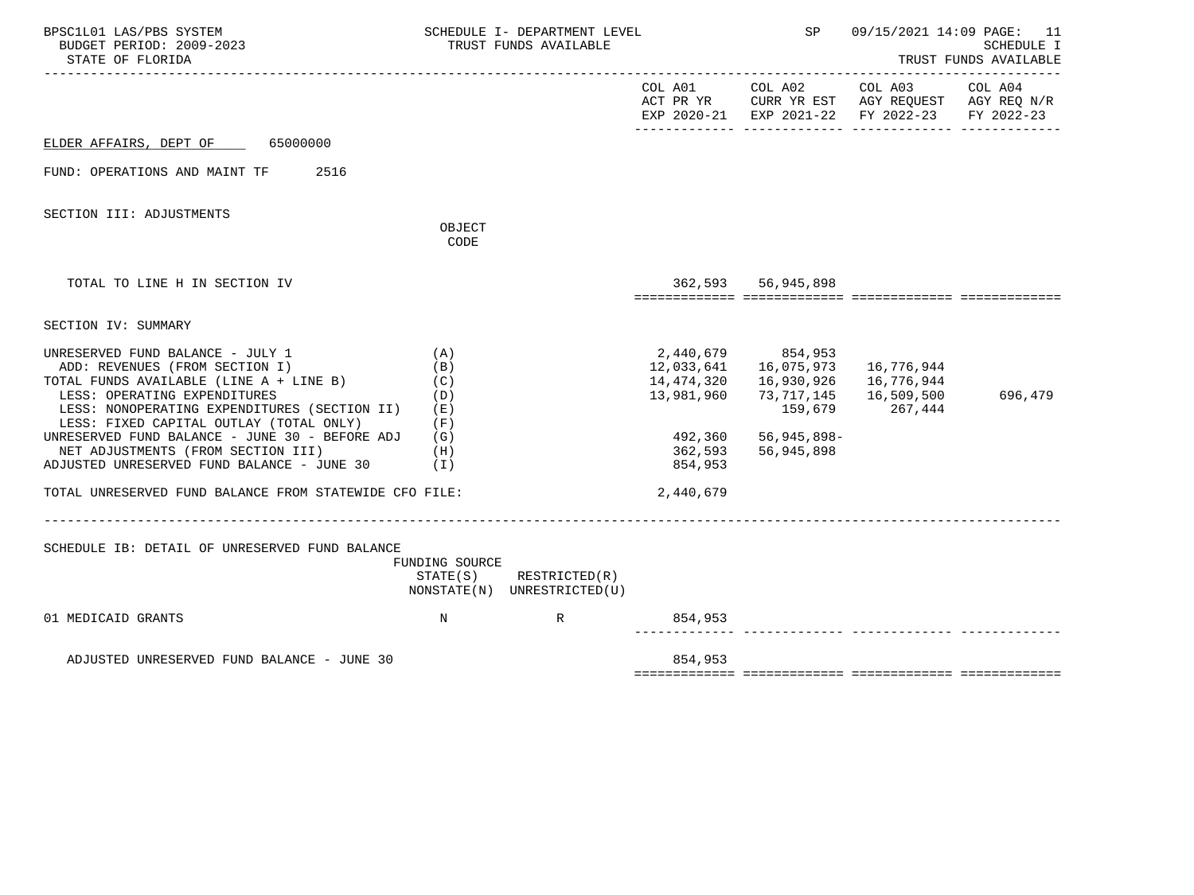BPSC1L01 LAS/PBS SYSTEM — SCHEDULE I- DEPARTMENT LEVEL — TRUST FUNDS AVAILABLE — SP 09/15/2021 14:09 PAGE: 11

BUDGET PERIOD: 2009-2023 — SCHEDULE I

STATE OF FLORIDA — TRUST FUNDS AVAILABLE

ELDER AFFAIRS, DEPT OF 65000000

FUND: OPERATIONS AND MAINT TF 2516

SECTION III: ADJUSTMENTS

| | OBJECT CODE | COL A01 ACT PR YR EXP 2020-21 | COL A02 CURR YR EST EXP 2021-22 | COL A03 AGY REQUEST FY 2022-23 | COL A04 AGY REQ N/R FY 2022-23 |
|---|---|---|---|---|---|
| TOTAL TO LINE H IN SECTION IV | | 362,593 | 56,945,898 | | |

SECTION IV: SUMMARY

| | | COL A01 | COL A02 | COL A03 | COL A04 |
|---|---|---|---|---|---|
| UNRESERVED FUND BALANCE - JULY 1 | (A) | 2,440,679 | 854,953 | | |
| ADD: REVENUES (FROM SECTION I) | (B) | 12,033,641 | 16,075,973 | 16,776,944 | |
| TOTAL FUNDS AVAILABLE (LINE A + LINE B) | (C) | 14,474,320 | 16,930,926 | 16,776,944 | |
| LESS: OPERATING EXPENDITURES | (D) | 13,981,960 | 73,717,145 | 16,509,500 | 696,479 |
| LESS: NONOPERATING EXPENDITURES (SECTION II) | (E) | | 159,679 | 267,444 | |
| LESS: FIXED CAPITAL OUTLAY (TOTAL ONLY) | (F) | | | | |
| UNRESERVED FUND BALANCE - JUNE 30 - BEFORE ADJ | (G) | 492,360 | 56,945,898- | | |
| NET ADJUSTMENTS (FROM SECTION III) | (H) | 362,593 | 56,945,898 | | |
| ADJUSTED UNRESERVED FUND BALANCE - JUNE 30 | (I) | 854,953 | | | |
| TOTAL UNRESERVED FUND BALANCE FROM STATEWIDE CFO FILE: | | 2,440,679 | | | |

SCHEDULE IB: DETAIL OF UNRESERVED FUND BALANCE

| | FUNDING SOURCE STATE(S) NONSTATE(N) | RESTRICTED(R) UNRESTRICTED(U) | COL A01 | COL A02 | COL A03 | COL A04 |
|---|---|---|---|---|---|---|
| 01 MEDICAID GRANTS | N | R | 854,953 | | | |
| ADJUSTED UNRESERVED FUND BALANCE - JUNE 30 | | | 854,953 | | | |